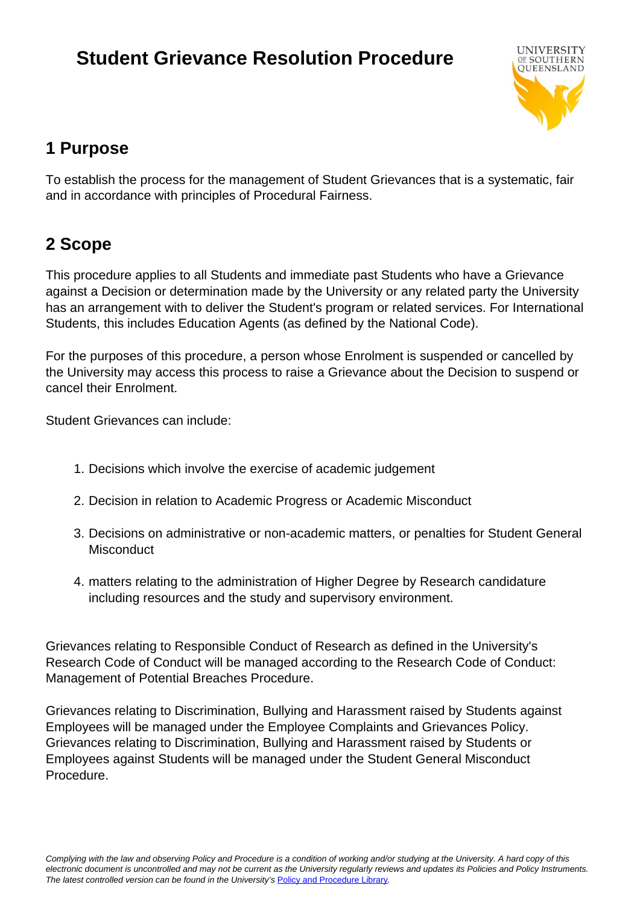# Student Grievance Resolution Procedure

## 1 Purpose

To establish the process for the management of Student Grievances that is a systematic, fair and in accordance with principles of Procedural Fairness.

## 2 Scope

This procedure applies to all Students and immediate past Students who have a Grievance against a Decision or determination made by the University or any related party the University has an arrangement with to deliver the Student's program or related services. For International Students, this includes Education Agents (as defined by the National Code).

For the purposes of this procedure, a person whose Enrolment is suspended or cancelled by the University may access this process to raise a Grievance about the Decision to suspend or cancel their Enrolment.

Student Grievances can include:

1. Decisions which involve the exercise of academic judgement
2. Decision in relation to Academic Progress or Academic Misconduct
3. Decisions on administrative or non-academic matters, or penalties for Student General Misconduct
4. matters relating to the administration of Higher Degree by Research candidature including resources and the study and supervisory environment.

Grievances relating to Responsible Conduct of Research as defined in the University's Research Code of Conduct will be managed according to the Research Code of Conduct: Management of Potential Breaches Procedure.

Grievances relating to Discrimination, Bullying and Harassment raised by Students against Employees will be managed under the Employee Complaints and Grievances Policy. Grievances relating to Discrimination, Bullying and Harassment raised by Students or Employees against Students will be managed under the Student General Misconduct Procedure.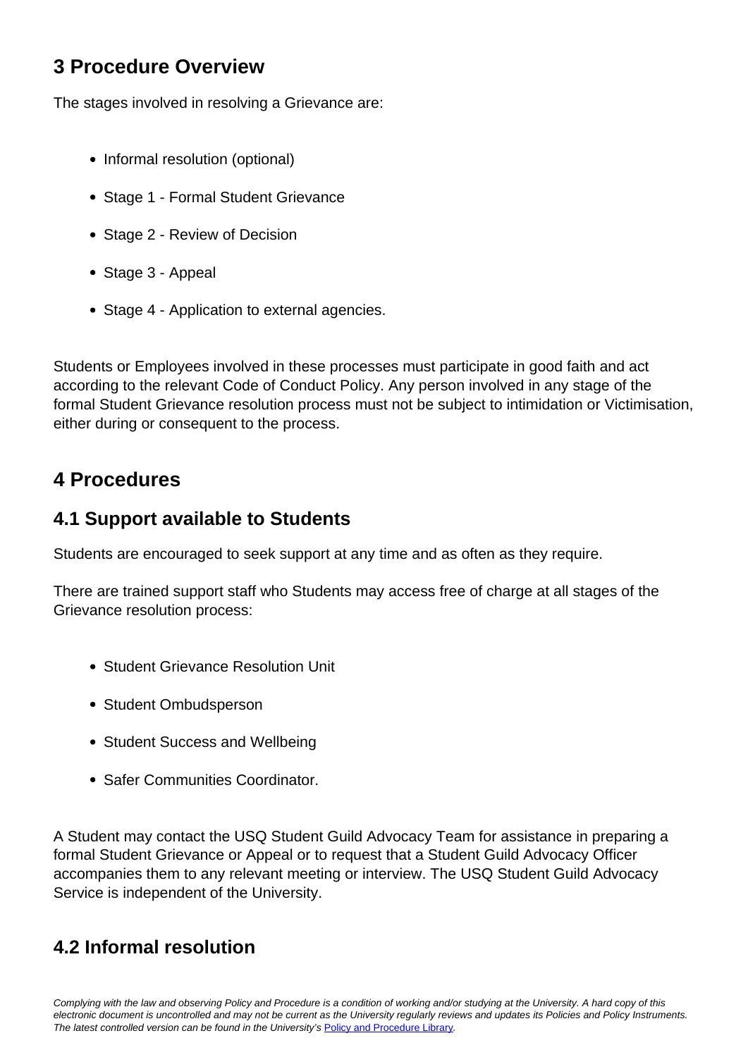## 3 Procedure Overview

The stages involved in resolving a Grievance are:

- Informal resolution (optional)
- Stage 1 - Formal Student Grievance
- Stage 2 - Review of Decision
- Stage 3 - Appeal
- Stage 4 - Application to external agencies.

Students or Employees involved in these processes must participate in good faith and act according to the relevant Code of Conduct Policy. Any person involved in any stage of the formal Student Grievance resolution process must not be subject to intimidation or Victimisation, either during or consequent to the process.

## 4 Procedures

### 4.1 Support available to Students

Students are encouraged to seek support at any time and as often as they require.

There are trained support staff who Students may access free of charge at all stages of the Grievance resolution process:

- Student Grievance Resolution Unit
- Student Ombudsperson
- Student Success and Wellbeing
- Safer Communities Coordinator.

A Student may contact the USQ Student Guild Advocacy Team for assistance in preparing a formal Student Grievance or Appeal or to request that a Student Guild Advocacy Officer accompanies them to any relevant meeting or interview. The USQ Student Guild Advocacy Service is independent of the University.

### 4.2 Informal resolution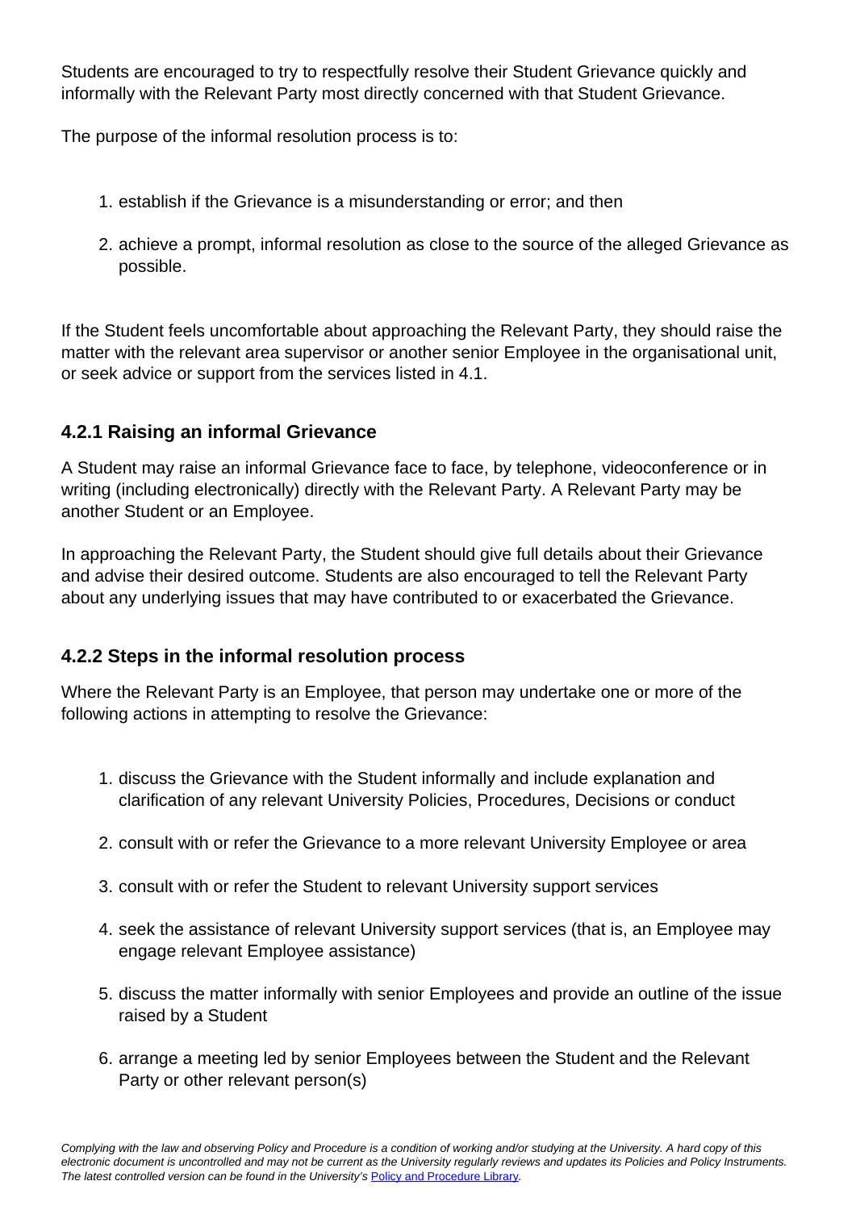Students are encouraged to try to respectfully resolve their Student Grievance quickly and informally with the Relevant Party most directly concerned with that Student Grievance.

The purpose of the informal resolution process is to:

1. establish if the Grievance is a misunderstanding or error; and then
2. achieve a prompt, informal resolution as close to the source of the alleged Grievance as possible.

If the Student feels uncomfortable about approaching the Relevant Party, they should raise the matter with the relevant area supervisor or another senior Employee in the organisational unit, or seek advice or support from the services listed in 4.1.

### 4.2.1 Raising an informal Grievance

A Student may raise an informal Grievance face to face, by telephone, videoconference or in writing (including electronically) directly with the Relevant Party. A Relevant Party may be another Student or an Employee.

In approaching the Relevant Party, the Student should give full details about their Grievance and advise their desired outcome. Students are also encouraged to tell the Relevant Party about any underlying issues that may have contributed to or exacerbated the Grievance.

### 4.2.2 Steps in the informal resolution process

Where the Relevant Party is an Employee, that person may undertake one or more of the following actions in attempting to resolve the Grievance:

1. discuss the Grievance with the Student informally and include explanation and clarification of any relevant University Policies, Procedures, Decisions or conduct
2. consult with or refer the Grievance to a more relevant University Employee or area
3. consult with or refer the Student to relevant University support services
4. seek the assistance of relevant University support services (that is, an Employee may engage relevant Employee assistance)
5. discuss the matter informally with senior Employees and provide an outline of the issue raised by a Student
6. arrange a meeting led by senior Employees between the Student and the Relevant Party or other relevant person(s)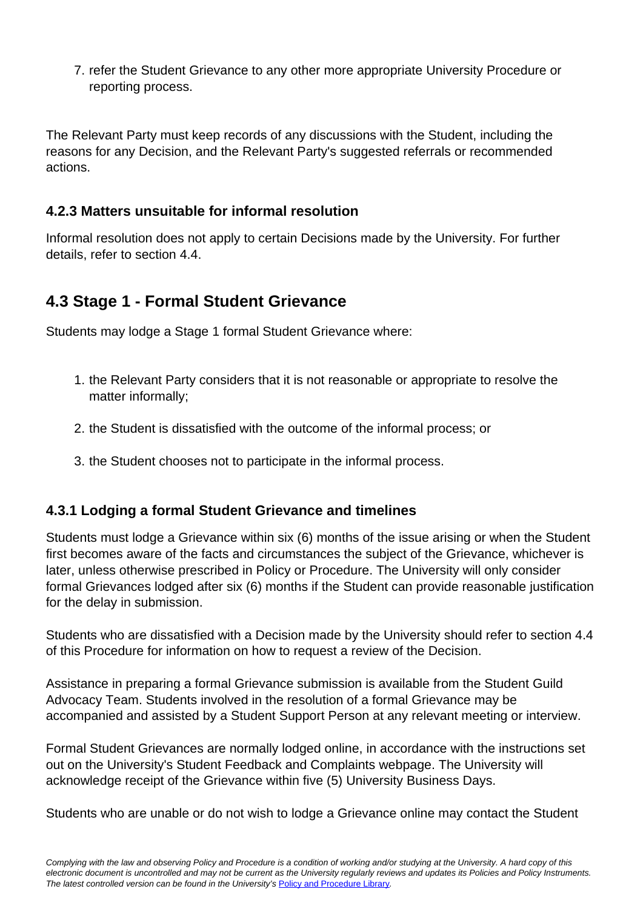7. refer the Student Grievance to any other more appropriate University Procedure or reporting process.

The Relevant Party must keep records of any discussions with the Student, including the reasons for any Decision, and the Relevant Party's suggested referrals or recommended actions.

### 4.2.3 Matters unsuitable for informal resolution

Informal resolution does not apply to certain Decisions made by the University. For further details, refer to section 4.4.

## 4.3 Stage 1 - Formal Student Grievance

Students may lodge a Stage 1 formal Student Grievance where:

1. the Relevant Party considers that it is not reasonable or appropriate to resolve the matter informally;
2. the Student is dissatisfied with the outcome of the informal process; or
3. the Student chooses not to participate in the informal process.

### 4.3.1 Lodging a formal Student Grievance and timelines

Students must lodge a Grievance within six (6) months of the issue arising or when the Student first becomes aware of the facts and circumstances the subject of the Grievance, whichever is later, unless otherwise prescribed in Policy or Procedure. The University will only consider formal Grievances lodged after six (6) months if the Student can provide reasonable justification for the delay in submission.

Students who are dissatisfied with a Decision made by the University should refer to section 4.4 of this Procedure for information on how to request a review of the Decision.

Assistance in preparing a formal Grievance submission is available from the Student Guild Advocacy Team. Students involved in the resolution of a formal Grievance may be accompanied and assisted by a Student Support Person at any relevant meeting or interview.

Formal Student Grievances are normally lodged online, in accordance with the instructions set out on the University's Student Feedback and Complaints webpage. The University will acknowledge receipt of the Grievance within five (5) University Business Days.

Students who are unable or do not wish to lodge a Grievance online may contact the Student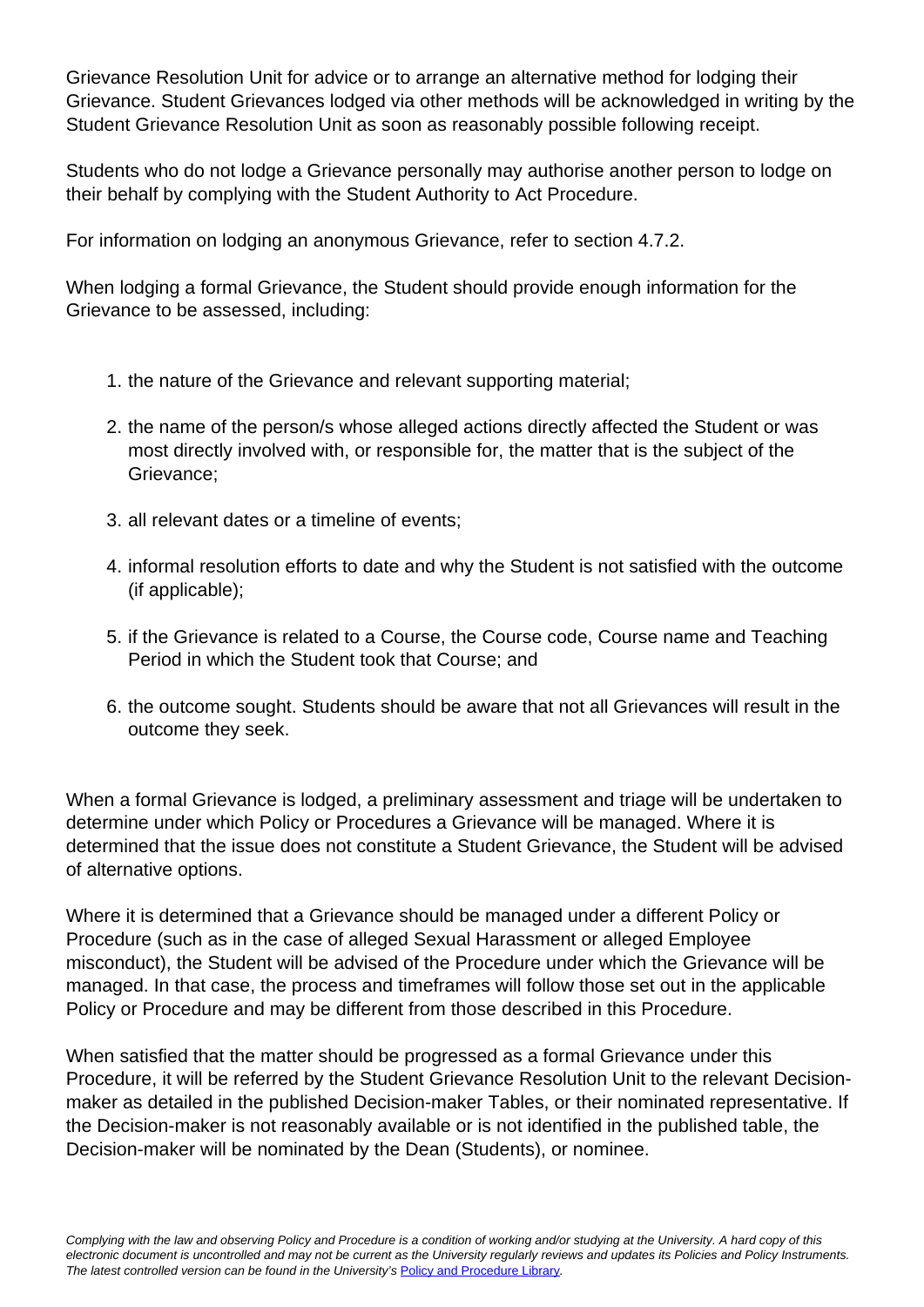Grievance Resolution Unit for advice or to arrange an alternative method for lodging their Grievance. Student Grievances lodged via other methods will be acknowledged in writing by the Student Grievance Resolution Unit as soon as reasonably possible following receipt.

Students who do not lodge a Grievance personally may authorise another person to lodge on their behalf by complying with the Student Authority to Act Procedure.

For information on lodging an anonymous Grievance, refer to section 4.7.2.

When lodging a formal Grievance, the Student should provide enough information for the Grievance to be assessed, including:

1. the nature of the Grievance and relevant supporting material;
2. the name of the person/s whose alleged actions directly affected the Student or was most directly involved with, or responsible for, the matter that is the subject of the Grievance;
3. all relevant dates or a timeline of events;
4. informal resolution efforts to date and why the Student is not satisfied with the outcome (if applicable);
5. if the Grievance is related to a Course, the Course code, Course name and Teaching Period in which the Student took that Course; and
6. the outcome sought. Students should be aware that not all Grievances will result in the outcome they seek.

When a formal Grievance is lodged, a preliminary assessment and triage will be undertaken to determine under which Policy or Procedures a Grievance will be managed. Where it is determined that the issue does not constitute a Student Grievance, the Student will be advised of alternative options.

Where it is determined that a Grievance should be managed under a different Policy or Procedure (such as in the case of alleged Sexual Harassment or alleged Employee misconduct), the Student will be advised of the Procedure under which the Grievance will be managed. In that case, the process and timeframes will follow those set out in the applicable Policy or Procedure and may be different from those described in this Procedure.

When satisfied that the matter should be progressed as a formal Grievance under this Procedure, it will be referred by the Student Grievance Resolution Unit to the relevant Decision-maker as detailed in the published Decision-maker Tables, or their nominated representative. If the Decision-maker is not reasonably available or is not identified in the published table, the Decision-maker will be nominated by the Dean (Students), or nominee.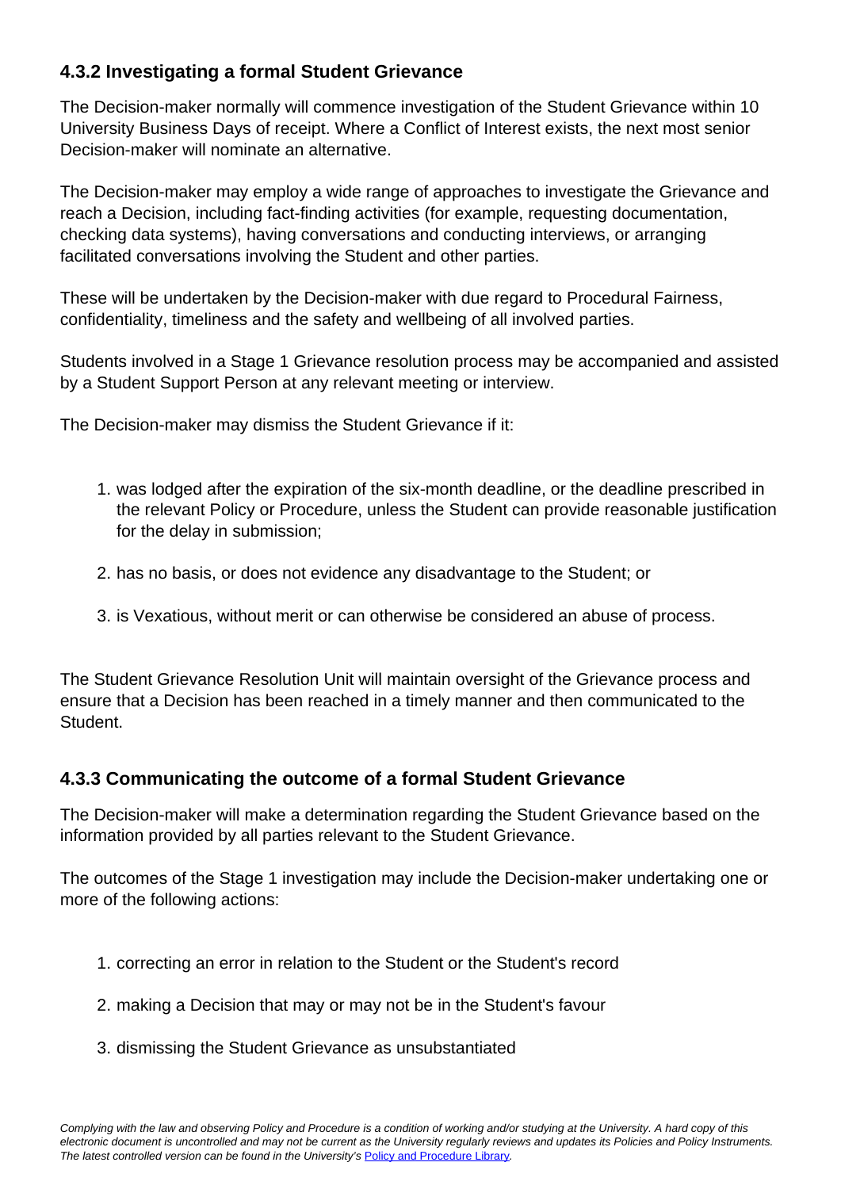### 4.3.2 Investigating a formal Student Grievance

The Decision-maker normally will commence investigation of the Student Grievance within 10 University Business Days of receipt. Where a Conflict of Interest exists, the next most senior Decision-maker will nominate an alternative.

The Decision-maker may employ a wide range of approaches to investigate the Grievance and reach a Decision, including fact-finding activities (for example, requesting documentation, checking data systems), having conversations and conducting interviews, or arranging facilitated conversations involving the Student and other parties.

These will be undertaken by the Decision-maker with due regard to Procedural Fairness, confidentiality, timeliness and the safety and wellbeing of all involved parties.

Students involved in a Stage 1 Grievance resolution process may be accompanied and assisted by a Student Support Person at any relevant meeting or interview.

The Decision-maker may dismiss the Student Grievance if it:

1. was lodged after the expiration of the six-month deadline, or the deadline prescribed in the relevant Policy or Procedure, unless the Student can provide reasonable justification for the delay in submission;
2. has no basis, or does not evidence any disadvantage to the Student; or
3. is Vexatious, without merit or can otherwise be considered an abuse of process.

The Student Grievance Resolution Unit will maintain oversight of the Grievance process and ensure that a Decision has been reached in a timely manner and then communicated to the Student.

### 4.3.3 Communicating the outcome of a formal Student Grievance

The Decision-maker will make a determination regarding the Student Grievance based on the information provided by all parties relevant to the Student Grievance.

The outcomes of the Stage 1 investigation may include the Decision-maker undertaking one or more of the following actions:

1. correcting an error in relation to the Student or the Student's record
2. making a Decision that may or may not be in the Student's favour
3. dismissing the Student Grievance as unsubstantiated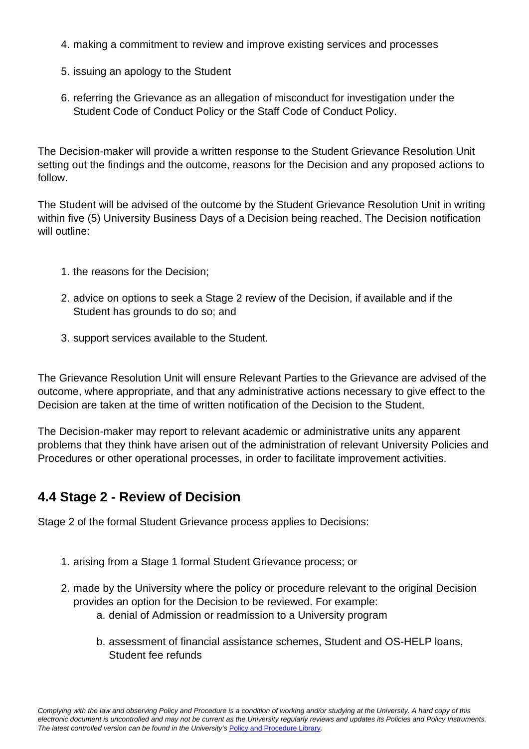4. making a commitment to review and improve existing services and processes
5. issuing an apology to the Student
6. referring the Grievance as an allegation of misconduct for investigation under the Student Code of Conduct Policy or the Staff Code of Conduct Policy.

The Decision-maker will provide a written response to the Student Grievance Resolution Unit setting out the findings and the outcome, reasons for the Decision and any proposed actions to follow.

The Student will be advised of the outcome by the Student Grievance Resolution Unit in writing within five (5) University Business Days of a Decision being reached. The Decision notification will outline:

1. the reasons for the Decision;
2. advice on options to seek a Stage 2 review of the Decision, if available and if the Student has grounds to do so; and
3. support services available to the Student.

The Grievance Resolution Unit will ensure Relevant Parties to the Grievance are advised of the outcome, where appropriate, and that any administrative actions necessary to give effect to the Decision are taken at the time of written notification of the Decision to the Student.

The Decision-maker may report to relevant academic or administrative units any apparent problems that they think have arisen out of the administration of relevant University Policies and Procedures or other operational processes, in order to facilitate improvement activities.

## 4.4 Stage 2 - Review of Decision

Stage 2 of the formal Student Grievance process applies to Decisions:

1. arising from a Stage 1 formal Student Grievance process; or
2. made by the University where the policy or procedure relevant to the original Decision provides an option for the Decision to be reviewed. For example:
   a. denial of Admission or readmission to a University program
   b. assessment of financial assistance schemes, Student and OS-HELP loans, Student fee refunds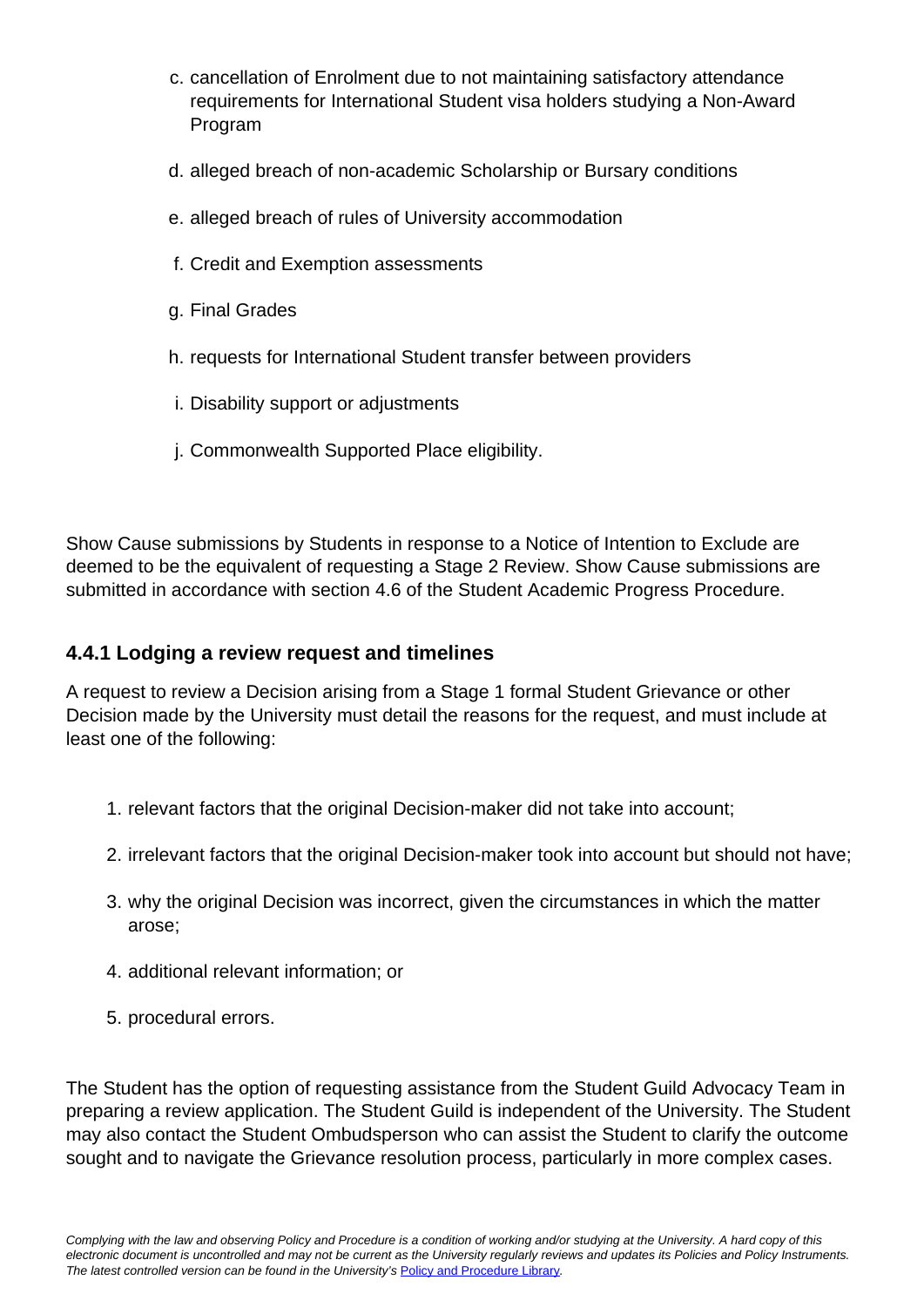c. cancellation of Enrolment due to not maintaining satisfactory attendance requirements for International Student visa holders studying a Non-Award Program

d. alleged breach of non-academic Scholarship or Bursary conditions

e. alleged breach of rules of University accommodation

f. Credit and Exemption assessments

g. Final Grades

h. requests for International Student transfer between providers

i. Disability support or adjustments

j. Commonwealth Supported Place eligibility.

Show Cause submissions by Students in response to a Notice of Intention to Exclude are deemed to be the equivalent of requesting a Stage 2 Review. Show Cause submissions are submitted in accordance with section 4.6 of the Student Academic Progress Procedure.

### 4.4.1 Lodging a review request and timelines

A request to review a Decision arising from a Stage 1 formal Student Grievance or other Decision made by the University must detail the reasons for the request, and must include at least one of the following:

1. relevant factors that the original Decision-maker did not take into account;
2. irrelevant factors that the original Decision-maker took into account but should not have;
3. why the original Decision was incorrect, given the circumstances in which the matter arose;
4. additional relevant information; or
5. procedural errors.

The Student has the option of requesting assistance from the Student Guild Advocacy Team in preparing a review application. The Student Guild is independent of the University. The Student may also contact the Student Ombudsperson who can assist the Student to clarify the outcome sought and to navigate the Grievance resolution process, particularly in more complex cases.

*Complying with the law and observing Policy and Procedure is a condition of working and/or studying at the University. A hard copy of this electronic document is uncontrolled and may not be current as the University regularly reviews and updates its Policies and Policy Instruments. The latest controlled version can be found in the University's Policy and Procedure Library.*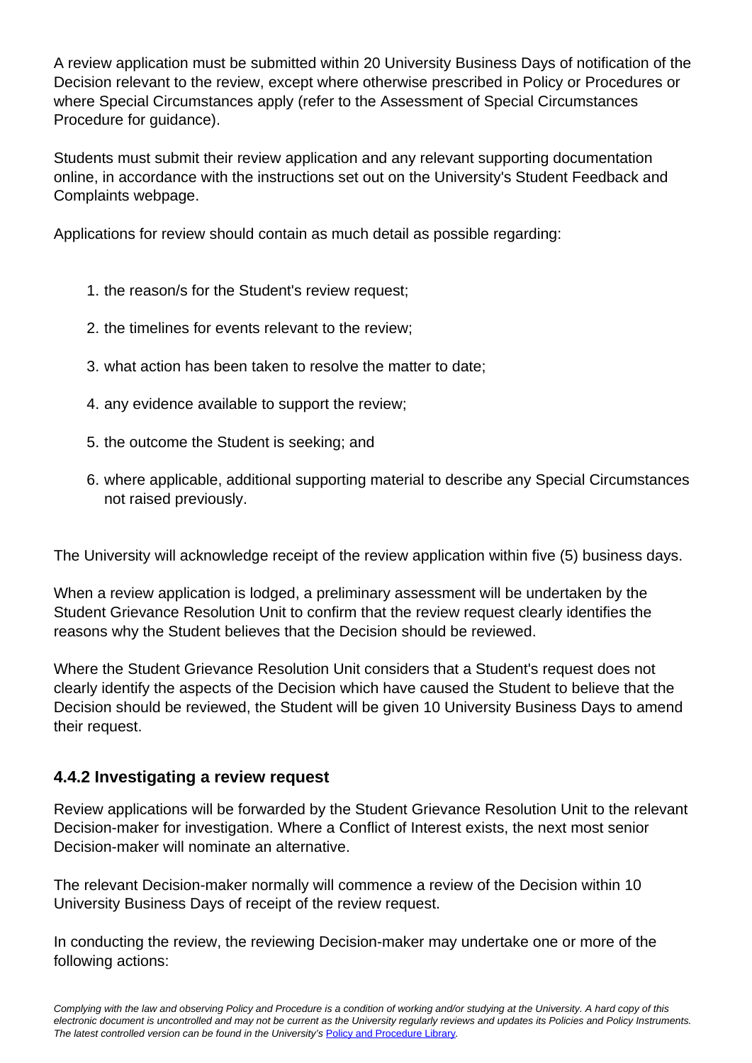A review application must be submitted within 20 University Business Days of notification of the Decision relevant to the review, except where otherwise prescribed in Policy or Procedures or where Special Circumstances apply (refer to the Assessment of Special Circumstances Procedure for guidance).

Students must submit their review application and any relevant supporting documentation online, in accordance with the instructions set out on the University's Student Feedback and Complaints webpage.

Applications for review should contain as much detail as possible regarding:

1. the reason/s for the Student's review request;
2. the timelines for events relevant to the review;
3. what action has been taken to resolve the matter to date;
4. any evidence available to support the review;
5. the outcome the Student is seeking; and
6. where applicable, additional supporting material to describe any Special Circumstances not raised previously.

The University will acknowledge receipt of the review application within five (5) business days.

When a review application is lodged, a preliminary assessment will be undertaken by the Student Grievance Resolution Unit to confirm that the review request clearly identifies the reasons why the Student believes that the Decision should be reviewed.

Where the Student Grievance Resolution Unit considers that a Student's request does not clearly identify the aspects of the Decision which have caused the Student to believe that the Decision should be reviewed, the Student will be given 10 University Business Days to amend their request.

### 4.4.2 Investigating a review request

Review applications will be forwarded by the Student Grievance Resolution Unit to the relevant Decision-maker for investigation. Where a Conflict of Interest exists, the next most senior Decision-maker will nominate an alternative.

The relevant Decision-maker normally will commence a review of the Decision within 10 University Business Days of receipt of the review request.

In conducting the review, the reviewing Decision-maker may undertake one or more of the following actions: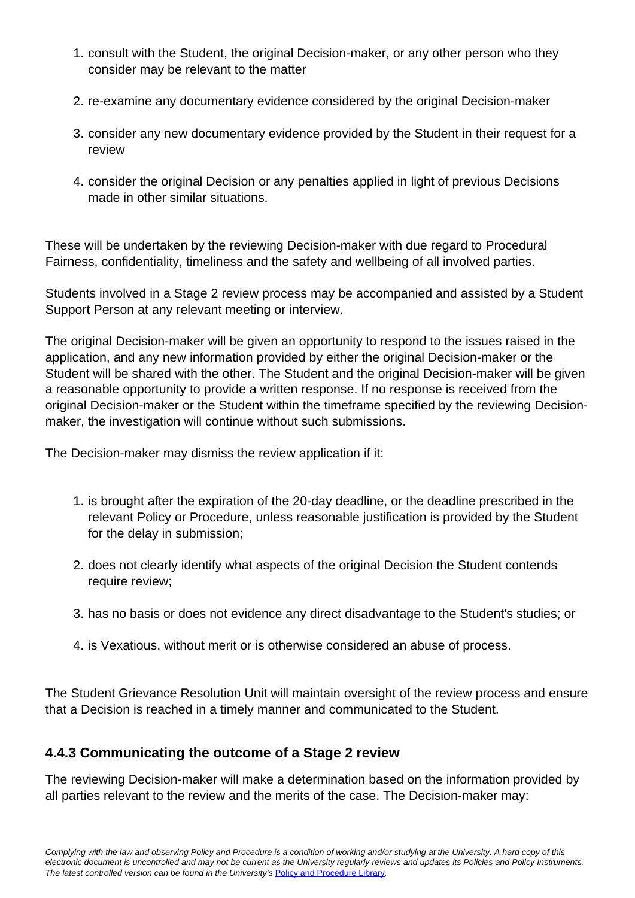1. consult with the Student, the original Decision-maker, or any other person who they consider may be relevant to the matter
2. re-examine any documentary evidence considered by the original Decision-maker
3. consider any new documentary evidence provided by the Student in their request for a review
4. consider the original Decision or any penalties applied in light of previous Decisions made in other similar situations.

These will be undertaken by the reviewing Decision-maker with due regard to Procedural Fairness, confidentiality, timeliness and the safety and wellbeing of all involved parties.

Students involved in a Stage 2 review process may be accompanied and assisted by a Student Support Person at any relevant meeting or interview.

The original Decision-maker will be given an opportunity to respond to the issues raised in the application, and any new information provided by either the original Decision-maker or the Student will be shared with the other. The Student and the original Decision-maker will be given a reasonable opportunity to provide a written response. If no response is received from the original Decision-maker or the Student within the timeframe specified by the reviewing Decision-maker, the investigation will continue without such submissions.

The Decision-maker may dismiss the review application if it:

1. is brought after the expiration of the 20-day deadline, or the deadline prescribed in the relevant Policy or Procedure, unless reasonable justification is provided by the Student for the delay in submission;
2. does not clearly identify what aspects of the original Decision the Student contends require review;
3. has no basis or does not evidence any direct disadvantage to the Student's studies; or
4. is Vexatious, without merit or is otherwise considered an abuse of process.

The Student Grievance Resolution Unit will maintain oversight of the review process and ensure that a Decision is reached in a timely manner and communicated to the Student.

### 4.4.3 Communicating the outcome of a Stage 2 review

The reviewing Decision-maker will make a determination based on the information provided by all parties relevant to the review and the merits of the case. The Decision-maker may: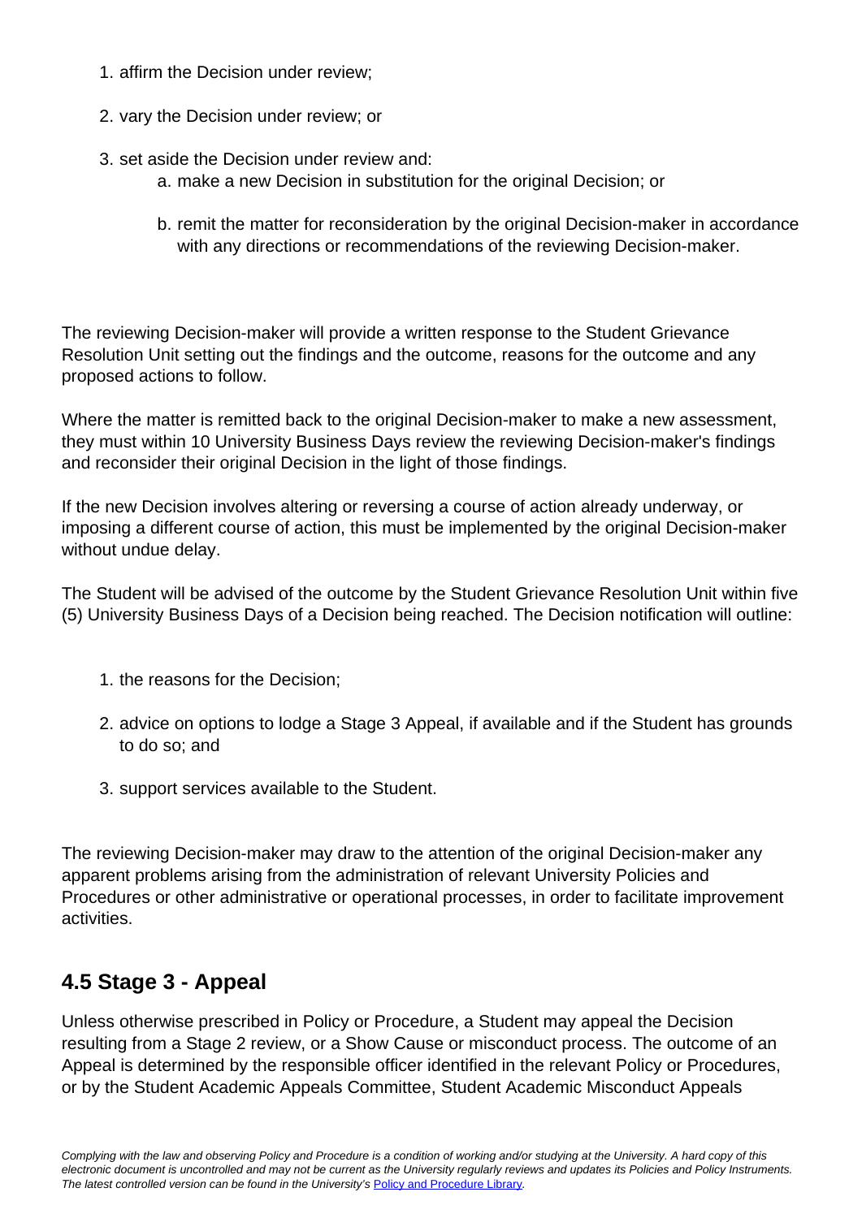1. affirm the Decision under review;
2. vary the Decision under review; or
3. set aside the Decision under review and:
    a. make a new Decision in substitution for the original Decision; or
    b. remit the matter for reconsideration by the original Decision-maker in accordance with any directions or recommendations of the reviewing Decision-maker.

The reviewing Decision-maker will provide a written response to the Student Grievance Resolution Unit setting out the findings and the outcome, reasons for the outcome and any proposed actions to follow.

Where the matter is remitted back to the original Decision-maker to make a new assessment, they must within 10 University Business Days review the reviewing Decision-maker's findings and reconsider their original Decision in the light of those findings.

If the new Decision involves altering or reversing a course of action already underway, or imposing a different course of action, this must be implemented by the original Decision-maker without undue delay.

The Student will be advised of the outcome by the Student Grievance Resolution Unit within five (5) University Business Days of a Decision being reached. The Decision notification will outline:

1. the reasons for the Decision;
2. advice on options to lodge a Stage 3 Appeal, if available and if the Student has grounds to do so; and
3. support services available to the Student.

The reviewing Decision-maker may draw to the attention of the original Decision-maker any apparent problems arising from the administration of relevant University Policies and Procedures or other administrative or operational processes, in order to facilitate improvement activities.

## 4.5 Stage 3 - Appeal

Unless otherwise prescribed in Policy or Procedure, a Student may appeal the Decision resulting from a Stage 2 review, or a Show Cause or misconduct process. The outcome of an Appeal is determined by the responsible officer identified in the relevant Policy or Procedures, or by the Student Academic Appeals Committee, Student Academic Misconduct Appeals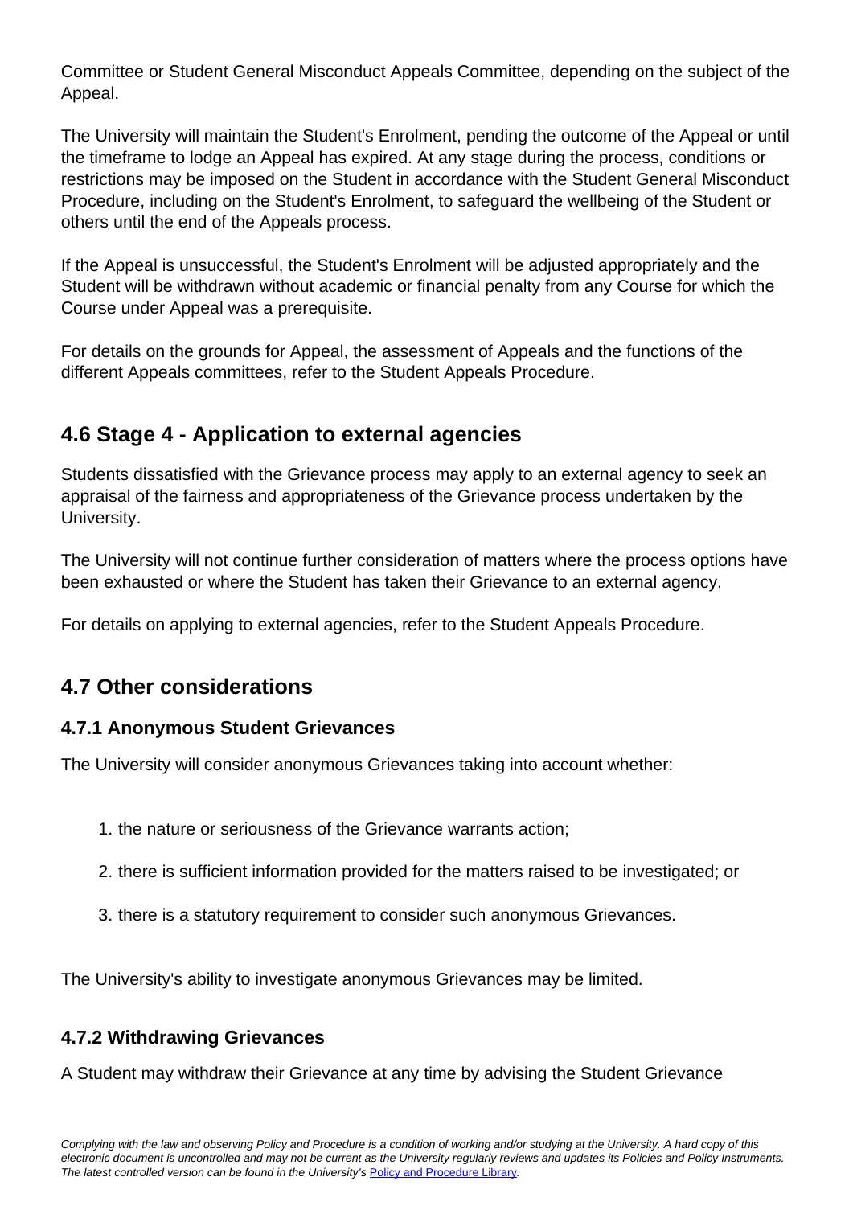Committee or Student General Misconduct Appeals Committee, depending on the subject of the Appeal.

The University will maintain the Student's Enrolment, pending the outcome of the Appeal or until the timeframe to lodge an Appeal has expired. At any stage during the process, conditions or restrictions may be imposed on the Student in accordance with the Student General Misconduct Procedure, including on the Student's Enrolment, to safeguard the wellbeing of the Student or others until the end of the Appeals process.

If the Appeal is unsuccessful, the Student's Enrolment will be adjusted appropriately and the Student will be withdrawn without academic or financial penalty from any Course for which the Course under Appeal was a prerequisite.

For details on the grounds for Appeal, the assessment of Appeals and the functions of the different Appeals committees, refer to the Student Appeals Procedure.

## 4.6 Stage 4 - Application to external agencies

Students dissatisfied with the Grievance process may apply to an external agency to seek an appraisal of the fairness and appropriateness of the Grievance process undertaken by the University.

The University will not continue further consideration of matters where the process options have been exhausted or where the Student has taken their Grievance to an external agency.

For details on applying to external agencies, refer to the Student Appeals Procedure.

## 4.7 Other considerations

### 4.7.1 Anonymous Student Grievances

The University will consider anonymous Grievances taking into account whether:

1. the nature or seriousness of the Grievance warrants action;
2. there is sufficient information provided for the matters raised to be investigated; or
3. there is a statutory requirement to consider such anonymous Grievances.

The University's ability to investigate anonymous Grievances may be limited.

### 4.7.2 Withdrawing Grievances

A Student may withdraw their Grievance at any time by advising the Student Grievance

*Complying with the law and observing Policy and Procedure is a condition of working and/or studying at the University. A hard copy of this electronic document is uncontrolled and may not be current as the University regularly reviews and updates its Policies and Policy Instruments. The latest controlled version can be found in the University's Policy and Procedure Library.*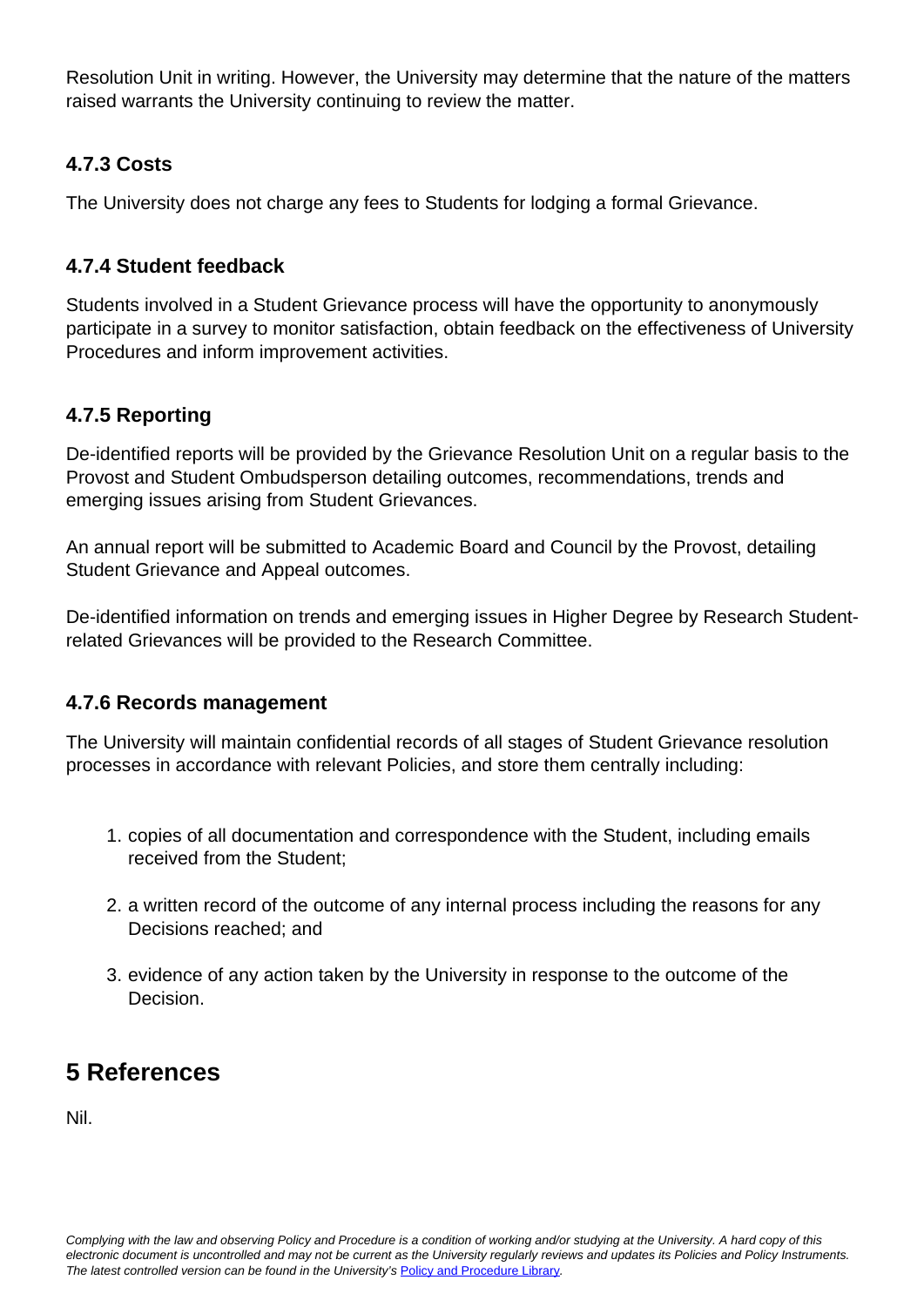Resolution Unit in writing. However, the University may determine that the nature of the matters raised warrants the University continuing to review the matter.

### 4.7.3 Costs

The University does not charge any fees to Students for lodging a formal Grievance.

### 4.7.4 Student feedback

Students involved in a Student Grievance process will have the opportunity to anonymously participate in a survey to monitor satisfaction, obtain feedback on the effectiveness of University Procedures and inform improvement activities.

### 4.7.5 Reporting

De-identified reports will be provided by the Grievance Resolution Unit on a regular basis to the Provost and Student Ombudsperson detailing outcomes, recommendations, trends and emerging issues arising from Student Grievances.

An annual report will be submitted to Academic Board and Council by the Provost, detailing Student Grievance and Appeal outcomes.

De-identified information on trends and emerging issues in Higher Degree by Research Student-related Grievances will be provided to the Research Committee.

### 4.7.6 Records management

The University will maintain confidential records of all stages of Student Grievance resolution processes in accordance with relevant Policies, and store them centrally including:

1. copies of all documentation and correspondence with the Student, including emails received from the Student;
2. a written record of the outcome of any internal process including the reasons for any Decisions reached; and
3. evidence of any action taken by the University in response to the outcome of the Decision.

## 5 References

Nil.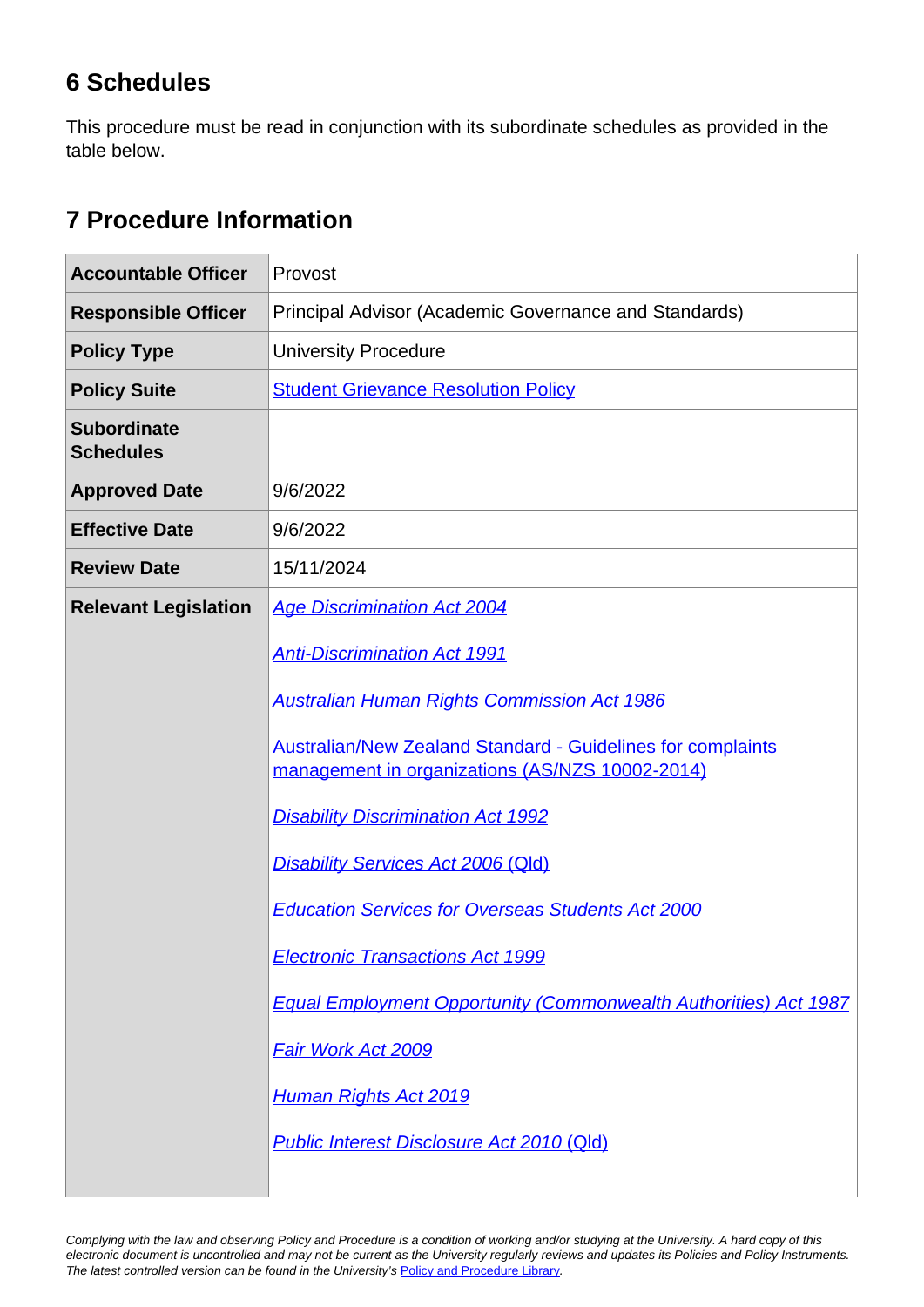## 6 Schedules

This procedure must be read in conjunction with its subordinate schedules as provided in the table below.

## 7 Procedure Information

| **Accountable Officer** | Provost |
|---|---|
| **Responsible Officer** | Principal Advisor (Academic Governance and Standards) |
| **Policy Type** | University Procedure |
| **Policy Suite** | Student Grievance Resolution Policy |
| **Subordinate Schedules** | |
| **Approved Date** | 9/6/2022 |
| **Effective Date** | 9/6/2022 |
| **Review Date** | 15/11/2024 |
| **Relevant Legislation** | *Age Discrimination Act 2004*<br><br>*Anti-Discrimination Act 1991*<br><br>*Australian Human Rights Commission Act 1986*<br><br>Australian/New Zealand Standard - Guidelines for complaints management in organizations (AS/NZS 10002-2014)<br><br>*Disability Discrimination Act 1992*<br><br>*Disability Services Act 2006* (Qld)<br><br>*Education Services for Overseas Students Act 2000*<br><br>*Electronic Transactions Act 1999*<br><br>*Equal Employment Opportunity (Commonwealth Authorities) Act 1987*<br><br>*Fair Work Act 2009*<br><br>*Human Rights Act 2019*<br><br>*Public Interest Disclosure Act 2010* (Qld) |

*Complying with the law and observing Policy and Procedure is a condition of working and/or studying at the University. A hard copy of this electronic document is uncontrolled and may not be current as the University regularly reviews and updates its Policies and Policy Instruments. The latest controlled version can be found in the University's* Policy and Procedure Library.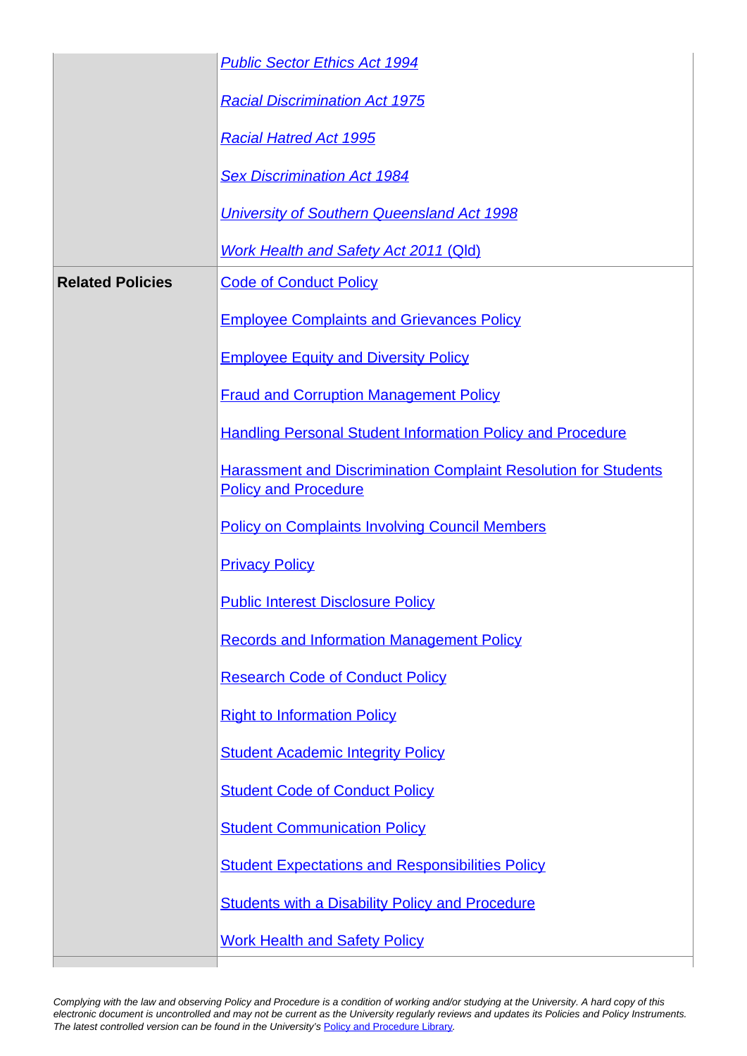| | |
|---|---|
| | *Public Sector Ethics Act 1994*<br><br>*Racial Discrimination Act 1975*<br><br>*Racial Hatred Act 1995*<br><br>*Sex Discrimination Act 1984*<br><br>*University of Southern Queensland Act 1998*<br><br>*Work Health and Safety Act 2011* (Qld) |
| **Related Policies** | Code of Conduct Policy<br><br>Employee Complaints and Grievances Policy<br><br>Employee Equity and Diversity Policy<br><br>Fraud and Corruption Management Policy<br><br>Handling Personal Student Information Policy and Procedure<br><br>Harassment and Discrimination Complaint Resolution for Students Policy and Procedure<br><br>Policy on Complaints Involving Council Members<br><br>Privacy Policy<br><br>Public Interest Disclosure Policy<br><br>Records and Information Management Policy<br><br>Research Code of Conduct Policy<br><br>Right to Information Policy<br><br>Student Academic Integrity Policy<br><br>Student Code of Conduct Policy<br><br>Student Communication Policy<br><br>Student Expectations and Responsibilities Policy<br><br>Students with a Disability Policy and Procedure<br><br>Work Health and Safety Policy |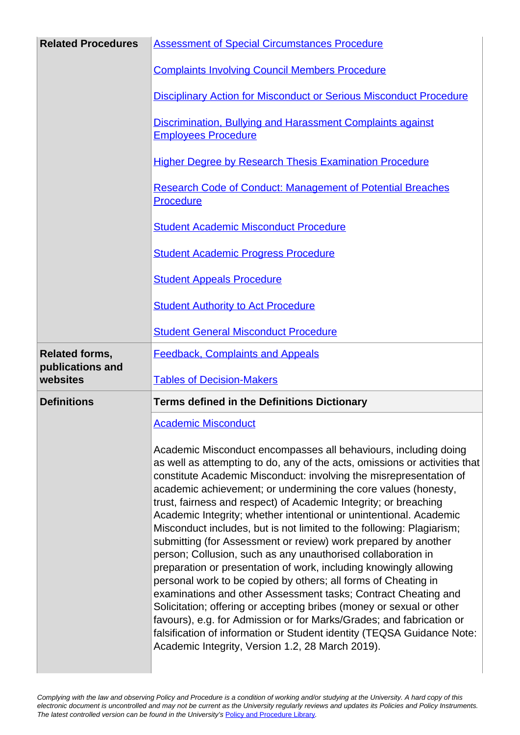| | |
|---|---|
| **Related Procedures** | Assessment of Special Circumstances Procedure<br><br>Complaints Involving Council Members Procedure<br><br>Disciplinary Action for Misconduct or Serious Misconduct Procedure<br><br>Discrimination, Bullying and Harassment Complaints against Employees Procedure<br><br>Higher Degree by Research Thesis Examination Procedure<br><br>Research Code of Conduct: Management of Potential Breaches Procedure<br><br>Student Academic Misconduct Procedure<br><br>Student Academic Progress Procedure<br><br>Student Appeals Procedure<br><br>Student Authority to Act Procedure<br><br>Student General Misconduct Procedure |
| **Related forms, publications and websites** | Feedback, Complaints and Appeals<br><br>Tables of Decision-Makers |
| **Definitions** | **Terms defined in the Definitions Dictionary** |
| | Academic Misconduct<br><br>Academic Misconduct encompasses all behaviours, including doing as well as attempting to do, any of the acts, omissions or activities that constitute Academic Misconduct: involving the misrepresentation of academic achievement; or undermining the core values (honesty, trust, fairness and respect) of Academic Integrity; or breaching Academic Integrity; whether intentional or unintentional. Academic Misconduct includes, but is not limited to the following: Plagiarism; submitting (for Assessment or review) work prepared by another person; Collusion, such as any unauthorised collaboration in preparation or presentation of work, including knowingly allowing personal work to be copied by others; all forms of Cheating in examinations and other Assessment tasks; Contract Cheating and Solicitation; offering or accepting bribes (money or sexual or other favours), e.g. for Admission or for Marks/Grades; and fabrication or falsification of information or Student identity (TEQSA Guidance Note: Academic Integrity, Version 1.2, 28 March 2019). |

*Complying with the law and observing Policy and Procedure is a condition of working and/or studying at the University. A hard copy of this electronic document is uncontrolled and may not be current as the University regularly reviews and updates its Policies and Policy Instruments. The latest controlled version can be found in the University's Policy and Procedure Library.*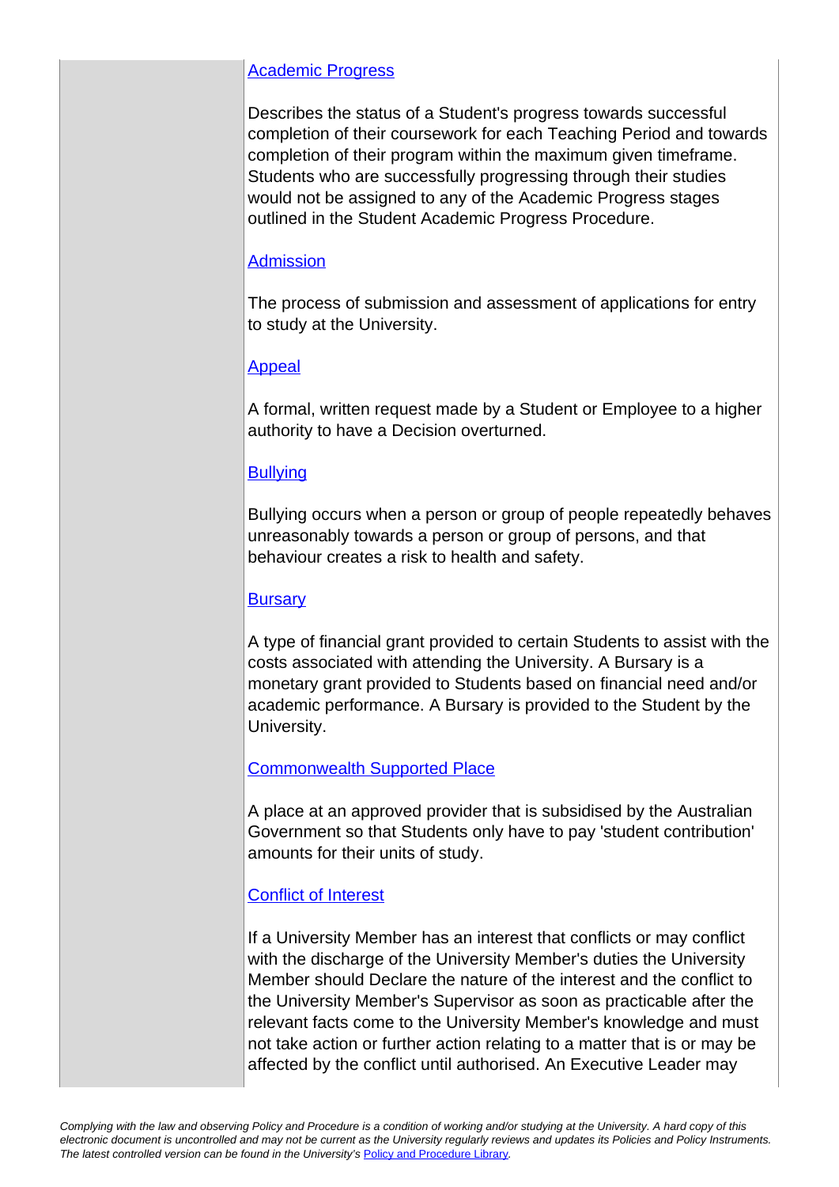[Academic Progress]

Describes the status of a Student's progress towards successful completion of their coursework for each Teaching Period and towards completion of their program within the maximum given timeframe. Students who are successfully progressing through their studies would not be assigned to any of the Academic Progress stages outlined in the Student Academic Progress Procedure.

[Admission]

The process of submission and assessment of applications for entry to study at the University.

[Appeal]

A formal, written request made by a Student or Employee to a higher authority to have a Decision overturned.

[Bullying]

Bullying occurs when a person or group of people repeatedly behaves unreasonably towards a person or group of persons, and that behaviour creates a risk to health and safety.

[Bursary]

A type of financial grant provided to certain Students to assist with the costs associated with attending the University. A Bursary is a monetary grant provided to Students based on financial need and/or academic performance. A Bursary is provided to the Student by the University.

[Commonwealth Supported Place]

A place at an approved provider that is subsidised by the Australian Government so that Students only have to pay 'student contribution' amounts for their units of study.

[Conflict of Interest]

If a University Member has an interest that conflicts or may conflict with the discharge of the University Member's duties the University Member should Declare the nature of the interest and the conflict to the University Member's Supervisor as soon as practicable after the relevant facts come to the University Member's knowledge and must not take action or further action relating to a matter that is or may be affected by the conflict until authorised. An Executive Leader may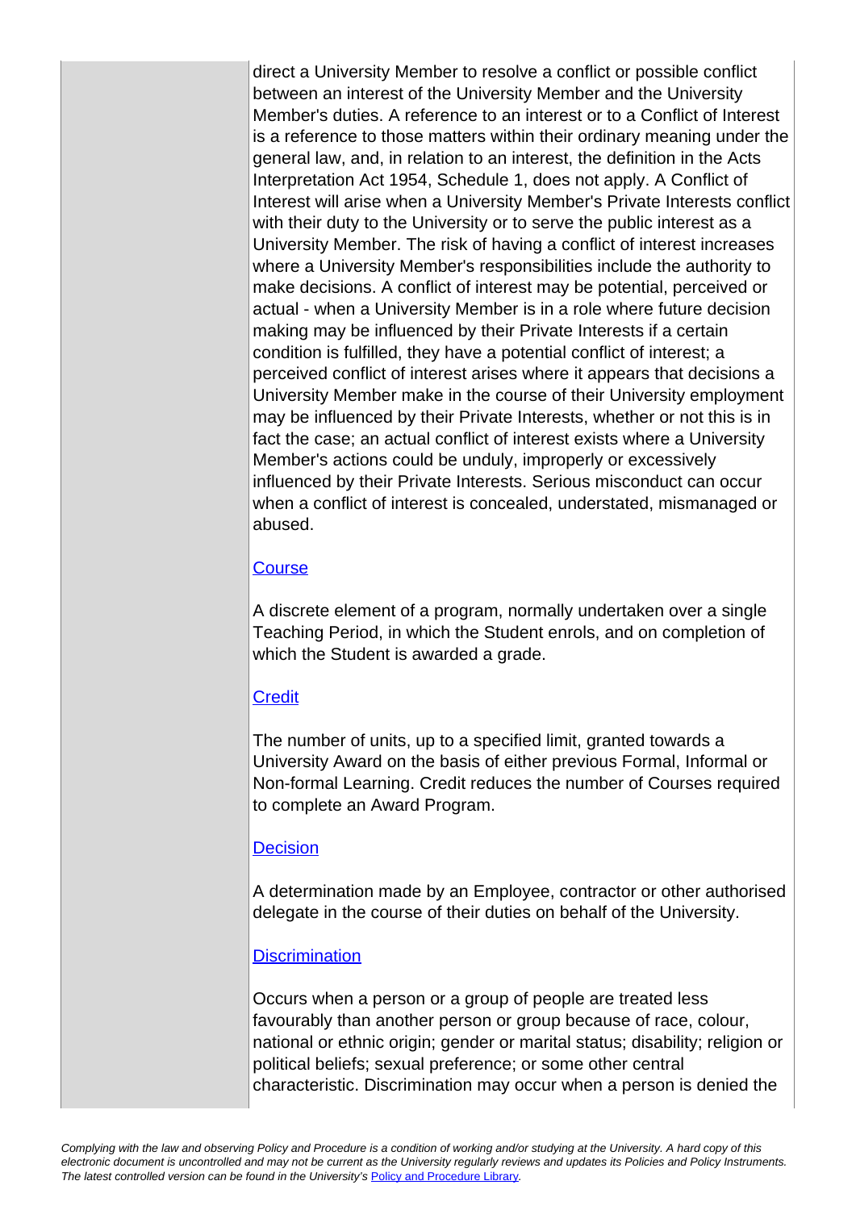direct a University Member to resolve a conflict or possible conflict between an interest of the University Member and the University Member's duties. A reference to an interest or to a Conflict of Interest is a reference to those matters within their ordinary meaning under the general law, and, in relation to an interest, the definition in the Acts Interpretation Act 1954, Schedule 1, does not apply. A Conflict of Interest will arise when a University Member's Private Interests conflict with their duty to the University or to serve the public interest as a University Member. The risk of having a conflict of interest increases where a University Member's responsibilities include the authority to make decisions. A conflict of interest may be potential, perceived or actual - when a University Member is in a role where future decision making may be influenced by their Private Interests if a certain condition is fulfilled, they have a potential conflict of interest; a perceived conflict of interest arises where it appears that decisions a University Member make in the course of their University employment may be influenced by their Private Interests, whether or not this is in fact the case; an actual conflict of interest exists where a University Member's actions could be unduly, improperly or excessively influenced by their Private Interests. Serious misconduct can occur when a conflict of interest is concealed, understated, mismanaged or abused.

[Course]

A discrete element of a program, normally undertaken over a single Teaching Period, in which the Student enrols, and on completion of which the Student is awarded a grade.

[Credit]

The number of units, up to a specified limit, granted towards a University Award on the basis of either previous Formal, Informal or Non-formal Learning. Credit reduces the number of Courses required to complete an Award Program.

[Decision]

A determination made by an Employee, contractor or other authorised delegate in the course of their duties on behalf of the University.

[Discrimination]

Occurs when a person or a group of people are treated less favourably than another person or group because of race, colour, national or ethnic origin; gender or marital status; disability; religion or political beliefs; sexual preference; or some other central characteristic. Discrimination may occur when a person is denied the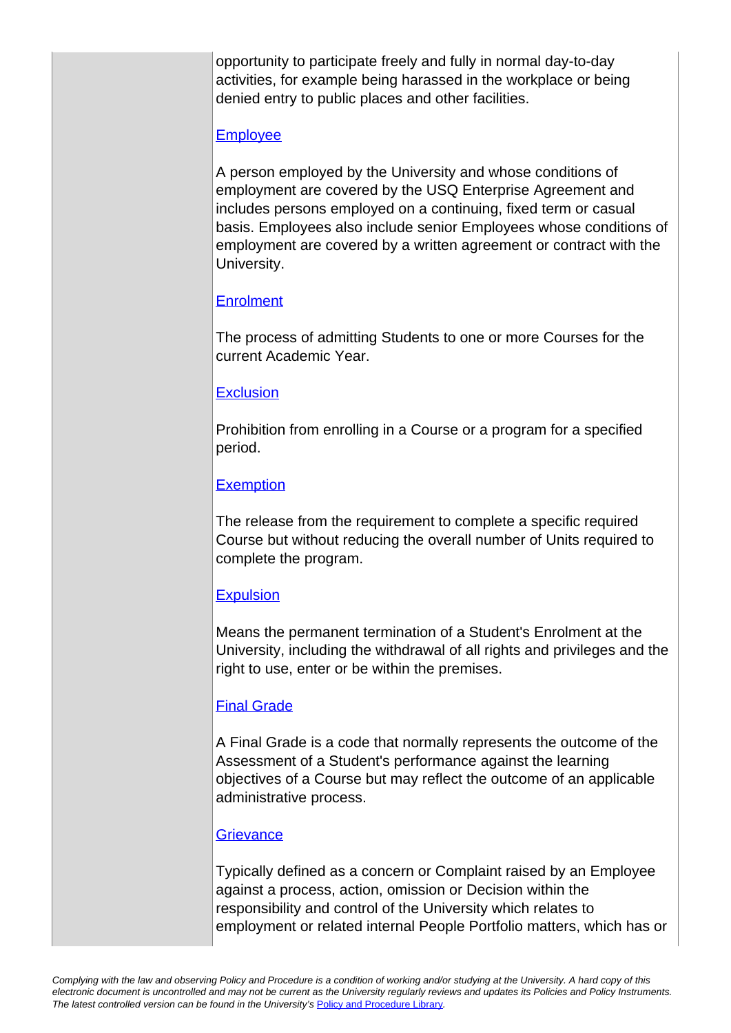opportunity to participate freely and fully in normal day-to-day activities, for example being harassed in the workplace or being denied entry to public places and other facilities.

**Employee**

A person employed by the University and whose conditions of employment are covered by the USQ Enterprise Agreement and includes persons employed on a continuing, fixed term or casual basis. Employees also include senior Employees whose conditions of employment are covered by a written agreement or contract with the University.

**Enrolment**

The process of admitting Students to one or more Courses for the current Academic Year.

**Exclusion**

Prohibition from enrolling in a Course or a program for a specified period.

**Exemption**

The release from the requirement to complete a specific required Course but without reducing the overall number of Units required to complete the program.

**Expulsion**

Means the permanent termination of a Student's Enrolment at the University, including the withdrawal of all rights and privileges and the right to use, enter or be within the premises.

**Final Grade**

A Final Grade is a code that normally represents the outcome of the Assessment of a Student's performance against the learning objectives of a Course but may reflect the outcome of an applicable administrative process.

**Grievance**

Typically defined as a concern or Complaint raised by an Employee against a process, action, omission or Decision within the responsibility and control of the University which relates to employment or related internal People Portfolio matters, which has or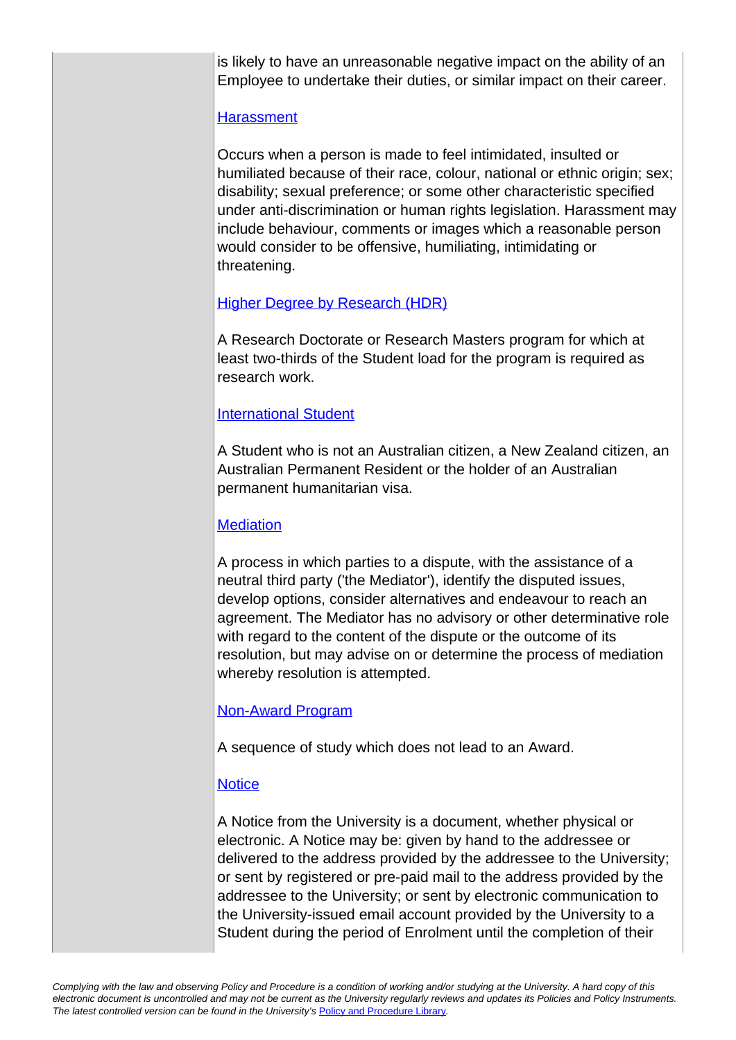is likely to have an unreasonable negative impact on the ability of an Employee to undertake their duties, or similar impact on their career.

[Harassment]

Occurs when a person is made to feel intimidated, insulted or humiliated because of their race, colour, national or ethnic origin; sex; disability; sexual preference; or some other characteristic specified under anti-discrimination or human rights legislation. Harassment may include behaviour, comments or images which a reasonable person would consider to be offensive, humiliating, intimidating or threatening.

[Higher Degree by Research (HDR)]

A Research Doctorate or Research Masters program for which at least two-thirds of the Student load for the program is required as research work.

[International Student]

A Student who is not an Australian citizen, a New Zealand citizen, an Australian Permanent Resident or the holder of an Australian permanent humanitarian visa.

[Mediation]

A process in which parties to a dispute, with the assistance of a neutral third party ('the Mediator'), identify the disputed issues, develop options, consider alternatives and endeavour to reach an agreement. The Mediator has no advisory or other determinative role with regard to the content of the dispute or the outcome of its resolution, but may advise on or determine the process of mediation whereby resolution is attempted.

[Non-Award Program]

A sequence of study which does not lead to an Award.

[Notice]

A Notice from the University is a document, whether physical or electronic. A Notice may be: given by hand to the addressee or delivered to the address provided by the addressee to the University; or sent by registered or pre-paid mail to the address provided by the addressee to the University; or sent by electronic communication to the University-issued email account provided by the University to a Student during the period of Enrolment until the completion of their

*Complying with the law and observing Policy and Procedure is a condition of working and/or studying at the University. A hard copy of this electronic document is uncontrolled and may not be current as the University regularly reviews and updates its Policies and Policy Instruments. The latest controlled version can be found in the University's Policy and Procedure Library.*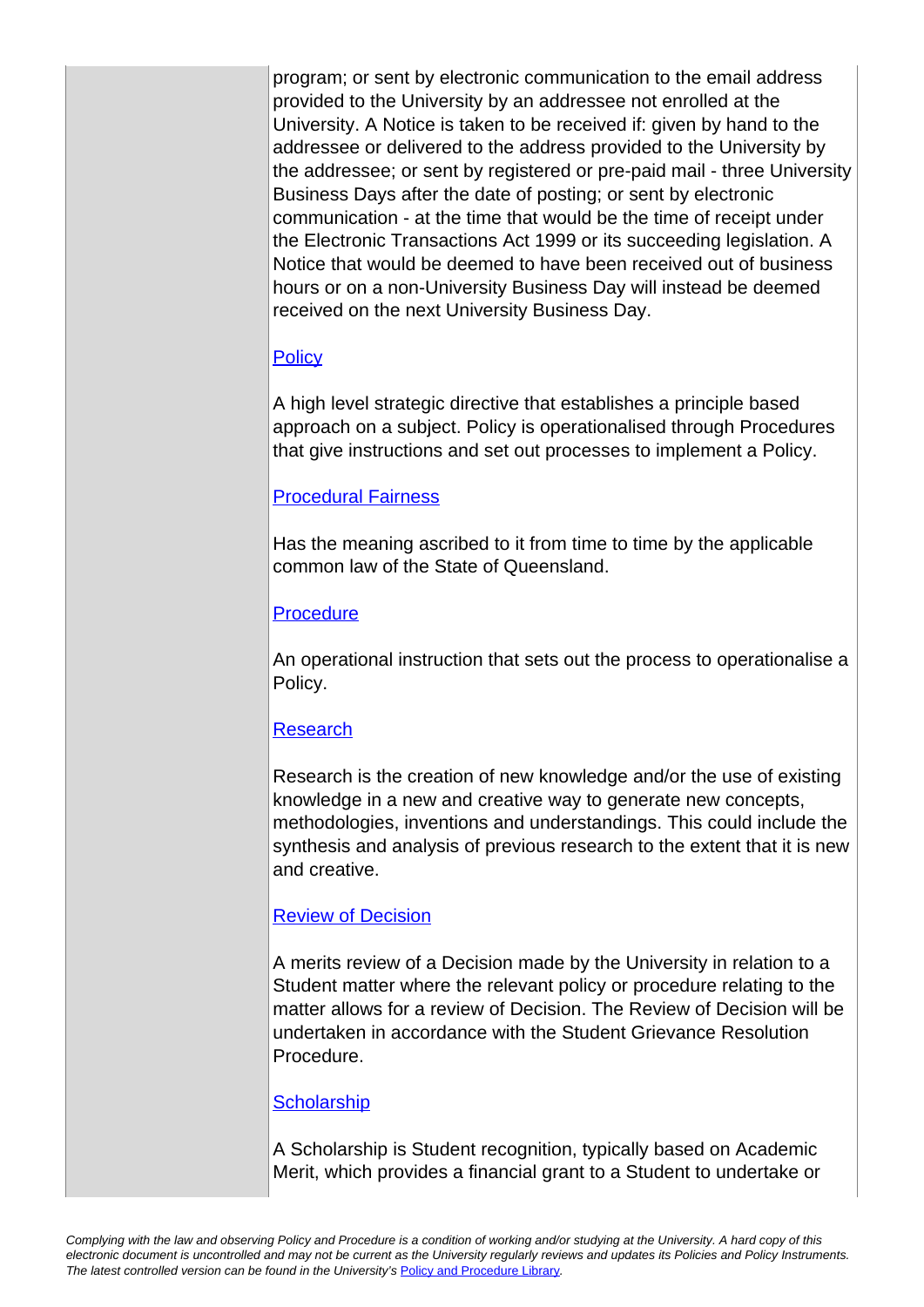program; or sent by electronic communication to the email address provided to the University by an addressee not enrolled at the University. A Notice is taken to be received if: given by hand to the addressee or delivered to the address provided to the University by the addressee; or sent by registered or pre-paid mail - three University Business Days after the date of posting; or sent by electronic communication - at the time that would be the time of receipt under the Electronic Transactions Act 1999 or its succeeding legislation. A Notice that would be deemed to have been received out of business hours or on a non-University Business Day will instead be deemed received on the next University Business Day.

Policy

A high level strategic directive that establishes a principle based approach on a subject. Policy is operationalised through Procedures that give instructions and set out processes to implement a Policy.

Procedural Fairness

Has the meaning ascribed to it from time to time by the applicable common law of the State of Queensland.

Procedure

An operational instruction that sets out the process to operationalise a Policy.

Research

Research is the creation of new knowledge and/or the use of existing knowledge in a new and creative way to generate new concepts, methodologies, inventions and understandings. This could include the synthesis and analysis of previous research to the extent that it is new and creative.

Review of Decision

A merits review of a Decision made by the University in relation to a Student matter where the relevant policy or procedure relating to the matter allows for a review of Decision. The Review of Decision will be undertaken in accordance with the Student Grievance Resolution Procedure.

Scholarship

A Scholarship is Student recognition, typically based on Academic Merit, which provides a financial grant to a Student to undertake or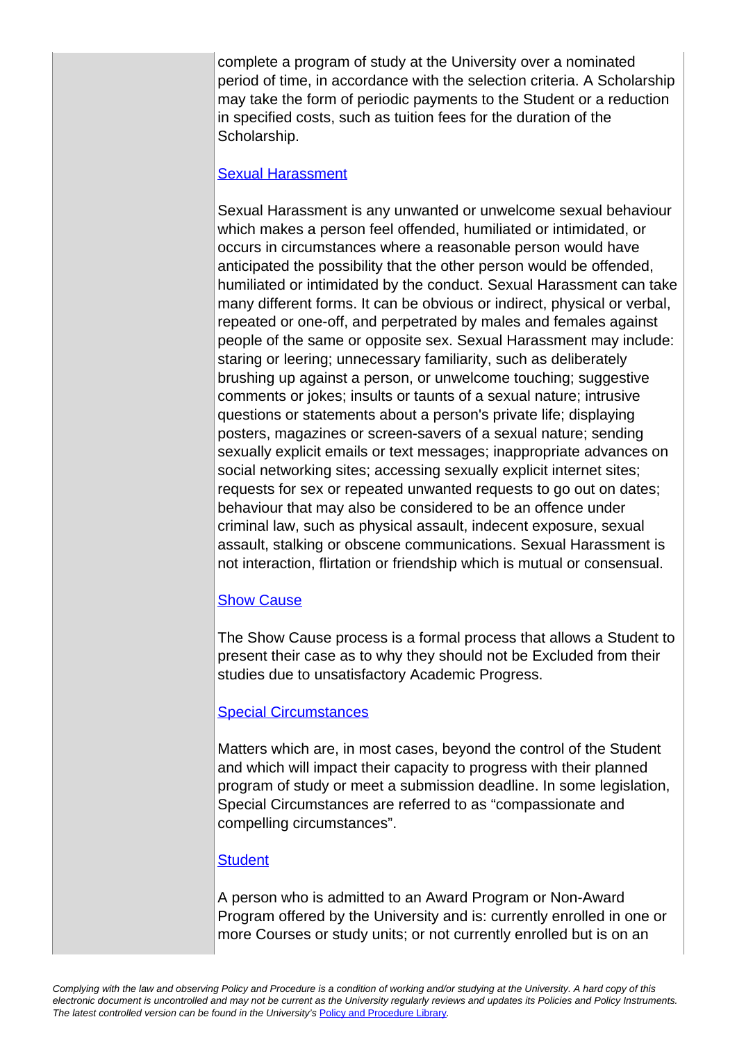complete a program of study at the University over a nominated period of time, in accordance with the selection criteria. A Scholarship may take the form of periodic payments to the Student or a reduction in specified costs, such as tuition fees for the duration of the Scholarship.

[Sexual Harassment]

Sexual Harassment is any unwanted or unwelcome sexual behaviour which makes a person feel offended, humiliated or intimidated, or occurs in circumstances where a reasonable person would have anticipated the possibility that the other person would be offended, humiliated or intimidated by the conduct. Sexual Harassment can take many different forms. It can be obvious or indirect, physical or verbal, repeated or one-off, and perpetrated by males and females against people of the same or opposite sex. Sexual Harassment may include: staring or leering; unnecessary familiarity, such as deliberately brushing up against a person, or unwelcome touching; suggestive comments or jokes; insults or taunts of a sexual nature; intrusive questions or statements about a person's private life; displaying posters, magazines or screen-savers of a sexual nature; sending sexually explicit emails or text messages; inappropriate advances on social networking sites; accessing sexually explicit internet sites; requests for sex or repeated unwanted requests to go out on dates; behaviour that may also be considered to be an offence under criminal law, such as physical assault, indecent exposure, sexual assault, stalking or obscene communications. Sexual Harassment is not interaction, flirtation or friendship which is mutual or consensual.

[Show Cause]

The Show Cause process is a formal process that allows a Student to present their case as to why they should not be Excluded from their studies due to unsatisfactory Academic Progress.

[Special Circumstances]

Matters which are, in most cases, beyond the control of the Student and which will impact their capacity to progress with their planned program of study or meet a submission deadline. In some legislation, Special Circumstances are referred to as "compassionate and compelling circumstances".

[Student]

A person who is admitted to an Award Program or Non-Award Program offered by the University and is: currently enrolled in one or more Courses or study units; or not currently enrolled but is on an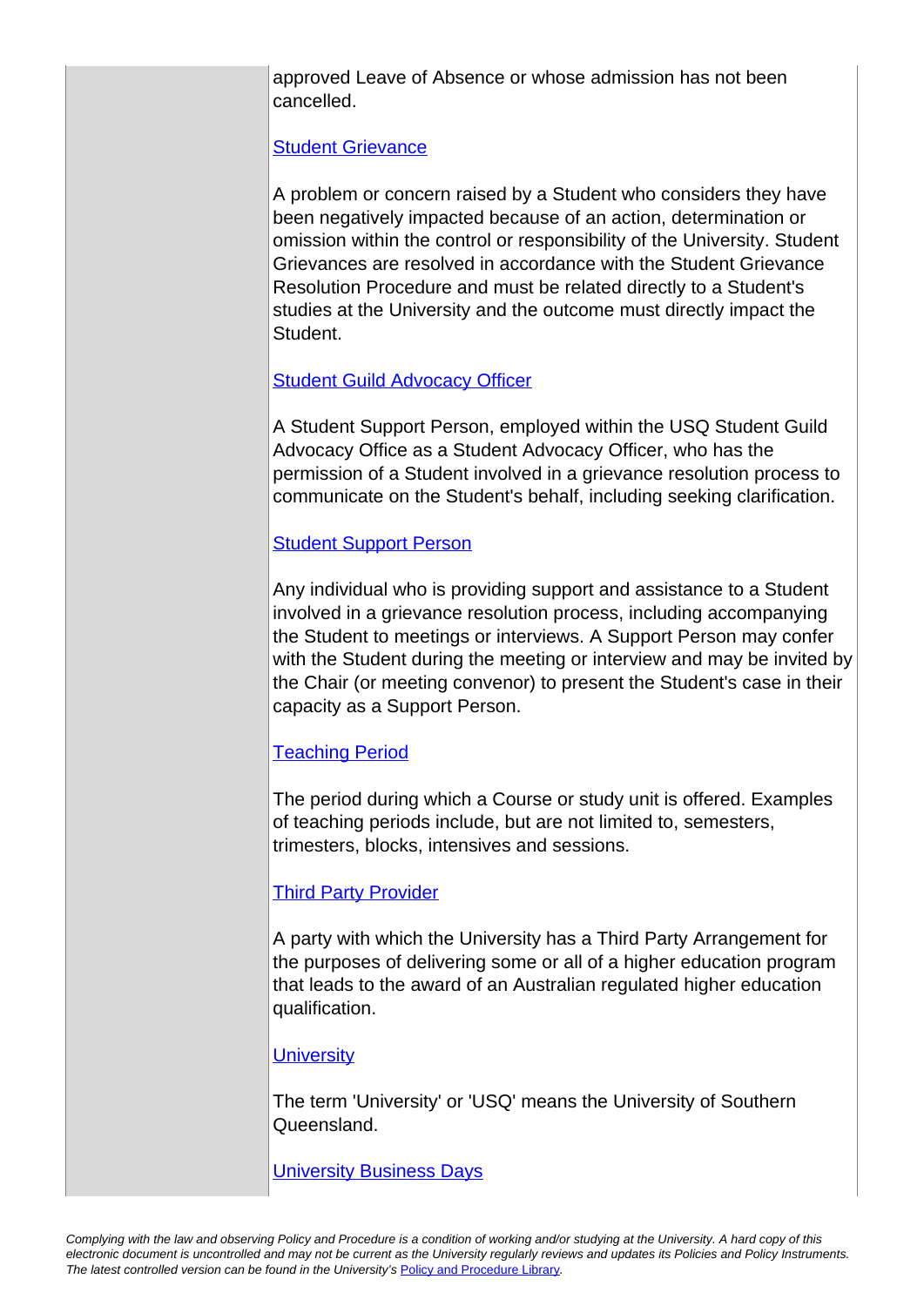approved Leave of Absence or whose admission has not been cancelled.

[Student Grievance]

A problem or concern raised by a Student who considers they have been negatively impacted because of an action, determination or omission within the control or responsibility of the University. Student Grievances are resolved in accordance with the Student Grievance Resolution Procedure and must be related directly to a Student's studies at the University and the outcome must directly impact the Student.

[Student Guild Advocacy Officer]

A Student Support Person, employed within the USQ Student Guild Advocacy Office as a Student Advocacy Officer, who has the permission of a Student involved in a grievance resolution process to communicate on the Student's behalf, including seeking clarification.

[Student Support Person]

Any individual who is providing support and assistance to a Student involved in a grievance resolution process, including accompanying the Student to meetings or interviews. A Support Person may confer with the Student during the meeting or interview and may be invited by the Chair (or meeting convenor) to present the Student's case in their capacity as a Support Person.

[Teaching Period]

The period during which a Course or study unit is offered. Examples of teaching periods include, but are not limited to, semesters, trimesters, blocks, intensives and sessions.

[Third Party Provider]

A party with which the University has a Third Party Arrangement for the purposes of delivering some or all of a higher education program that leads to the award of an Australian regulated higher education qualification.

[University]

The term 'University' or 'USQ' means the University of Southern Queensland.

[University Business Days]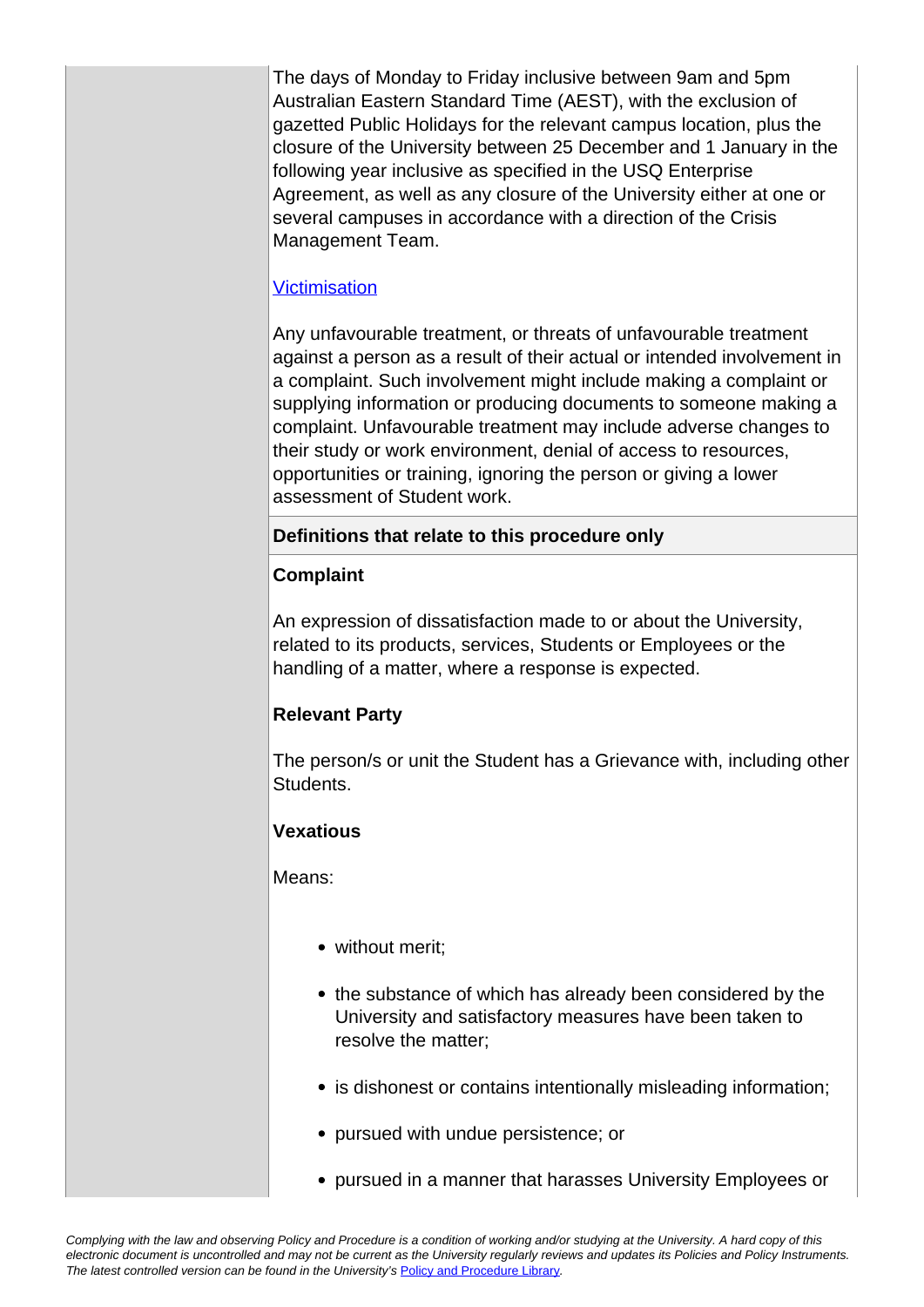The days of Monday to Friday inclusive between 9am and 5pm Australian Eastern Standard Time (AEST), with the exclusion of gazetted Public Holidays for the relevant campus location, plus the closure of the University between 25 December and 1 January in the following year inclusive as specified in the USQ Enterprise Agreement, as well as any closure of the University either at one or several campuses in accordance with a direction of the Crisis Management Team.

Victimisation

Any unfavourable treatment, or threats of unfavourable treatment against a person as a result of their actual or intended involvement in a complaint. Such involvement might include making a complaint or supplying information or producing documents to someone making a complaint. Unfavourable treatment may include adverse changes to their study or work environment, denial of access to resources, opportunities or training, ignoring the person or giving a lower assessment of Student work.

**Definitions that relate to this procedure only**

**Complaint**

An expression of dissatisfaction made to or about the University, related to its products, services, Students or Employees or the handling of a matter, where a response is expected.

**Relevant Party**

The person/s or unit the Student has a Grievance with, including other Students.

**Vexatious**

Means:

- without merit;
- the substance of which has already been considered by the University and satisfactory measures have been taken to resolve the matter;
- is dishonest or contains intentionally misleading information;
- pursued with undue persistence; or
- pursued in a manner that harasses University Employees or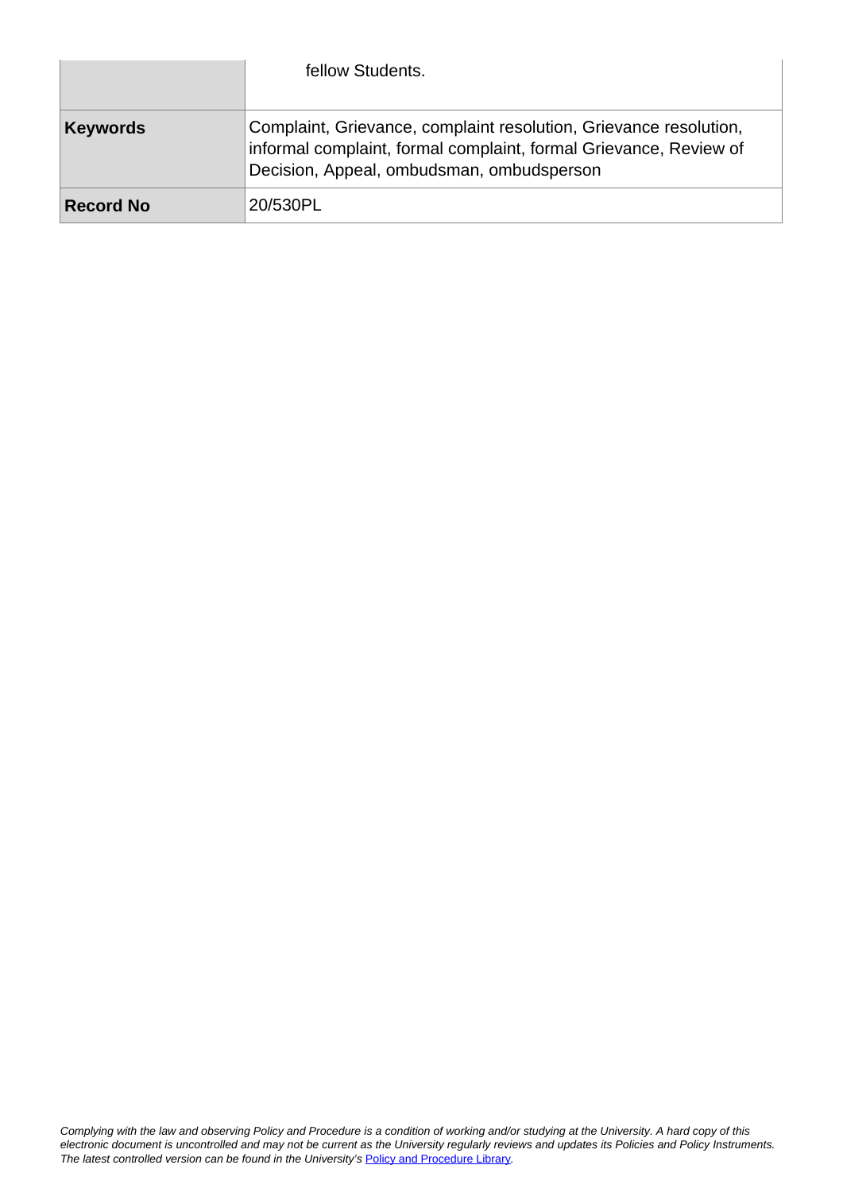| | |
|---|---|
| | fellow Students. |
| **Keywords** | Complaint, Grievance, complaint resolution, Grievance resolution, informal complaint, formal complaint, formal Grievance, Review of Decision, Appeal, ombudsman, ombudsperson |
| **Record No** | 20/530PL |

*Complying with the law and observing Policy and Procedure is a condition of working and/or studying at the University. A hard copy of this electronic document is uncontrolled and may not be current as the University regularly reviews and updates its Policies and Policy Instruments. The latest controlled version can be found in the University's Policy and Procedure Library.*